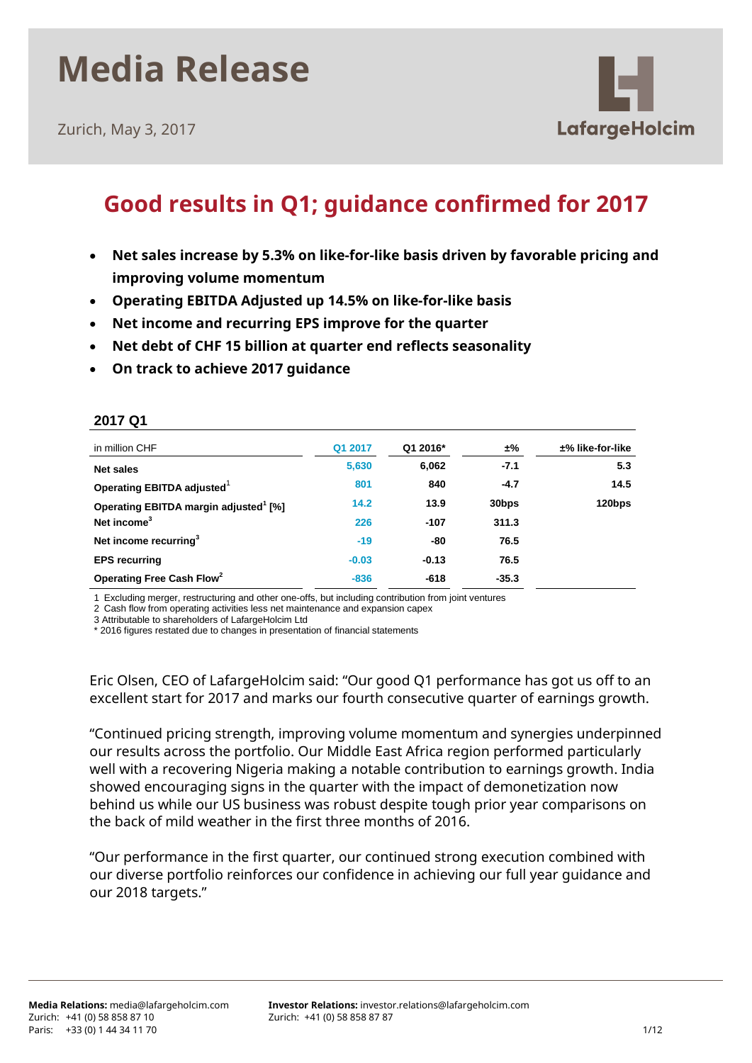# Media Release

Zurich, May 3, 2017

## Good results in Q1; guidance confirmed for 2017

- **Net sales increase by 5.3% on like-for-like basis driven by favorable pricing and improving volume momentum**
- **Operating EBITDA Adjusted up 14.5% on like-for-like basis**
- **Net income and recurring EPS improve for the quarter**
- **Net debt of CHF 15 billion at quarter end reflects seasonality**
- **On track to achieve 2017 guidance**

### 2017 Q1

| in million CHF | Q1 2017 | Q1 2016* | ±% | ±% like-for-like |
|---|---|---|---|---|
| **Net sales** | 5,630 | 6,062 | -7.1 | 5.3 |
| **Operating EBITDA adjusted**[1] | 801 | 840 | -4.7 | 14.5 |
| **Operating EBITDA margin adjusted**[1] **[%]** | 14.2 | 13.9 | 30bps | 120bps |
| **Net income**[3] | 226 | -107 | 311.3 | |
| **Net income recurring**[3] | -19 | -80 | 76.5 | |
| **EPS recurring** | -0.03 | -0.13 | 76.5 | |
| **Operating Free Cash Flow**[2] | -836 | -618 | -35.3 | |

1 Excluding merger, restructuring and other one-offs, but including contribution from joint ventures
2 Cash flow from operating activities less net maintenance and expansion capex
3 Attributable to shareholders of LafargeHolcim Ltd
* 2016 figures restated due to changes in presentation of financial statements

Eric Olsen, CEO of LafargeHolcim said: "Our good Q1 performance has got us off to an excellent start for 2017 and marks our fourth consecutive quarter of earnings growth.

"Continued pricing strength, improving volume momentum and synergies underpinned our results across the portfolio. Our Middle East Africa region performed particularly well with a recovering Nigeria making a notable contribution to earnings growth. India showed encouraging signs in the quarter with the impact of demonetization now behind us while our US business was robust despite tough prior year comparisons on the back of mild weather in the first three months of 2016.

"Our performance in the first quarter, our continued strong execution combined with our diverse portfolio reinforces our confidence in achieving our full year guidance and our 2018 targets."

**Media Relations:** media@lafargeholcim.com
Zurich: +41 (0) 58 858 87 10
Paris: +33 (0) 1 44 34 11 70

**Investor Relations:** investor.relations@lafargeholcim.com
Zurich: +41 (0) 58 858 87 87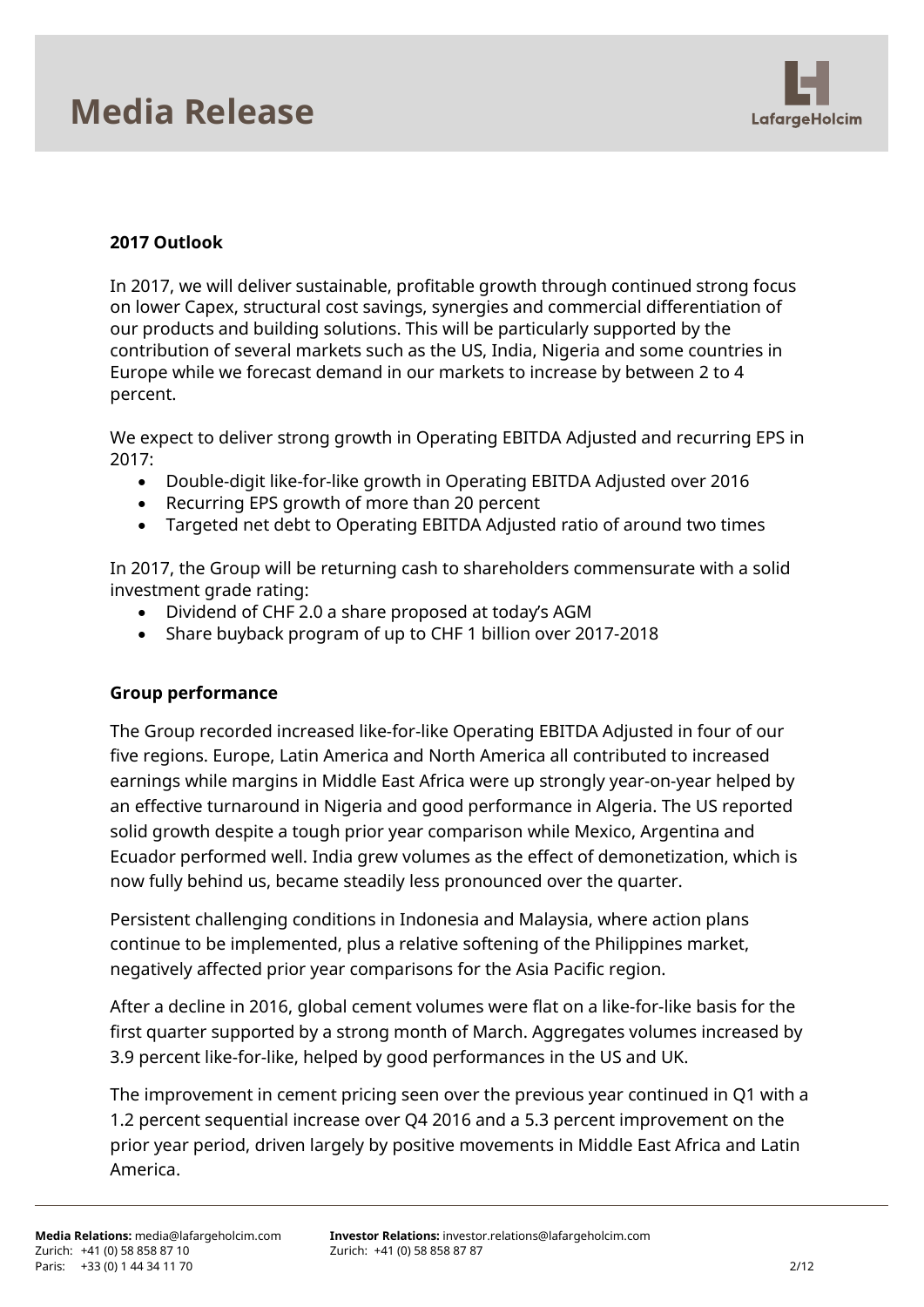## 2017 Outlook

In 2017, we will deliver sustainable, profitable growth through continued strong focus on lower Capex, structural cost savings, synergies and commercial differentiation of our products and building solutions. This will be particularly supported by the contribution of several markets such as the US, India, Nigeria and some countries in Europe while we forecast demand in our markets to increase by between 2 to 4 percent.

We expect to deliver strong growth in Operating EBITDA Adjusted and recurring EPS in 2017:

- Double-digit like-for-like growth in Operating EBITDA Adjusted over 2016
- Recurring EPS growth of more than 20 percent
- Targeted net debt to Operating EBITDA Adjusted ratio of around two times

In 2017, the Group will be returning cash to shareholders commensurate with a solid investment grade rating:

- Dividend of CHF 2.0 a share proposed at today's AGM
- Share buyback program of up to CHF 1 billion over 2017-2018

## Group performance

The Group recorded increased like-for-like Operating EBITDA Adjusted in four of our five regions. Europe, Latin America and North America all contributed to increased earnings while margins in Middle East Africa were up strongly year-on-year helped by an effective turnaround in Nigeria and good performance in Algeria. The US reported solid growth despite a tough prior year comparison while Mexico, Argentina and Ecuador performed well. India grew volumes as the effect of demonetization, which is now fully behind us, became steadily less pronounced over the quarter.

Persistent challenging conditions in Indonesia and Malaysia, where action plans continue to be implemented, plus a relative softening of the Philippines market, negatively affected prior year comparisons for the Asia Pacific region.

After a decline in 2016, global cement volumes were flat on a like-for-like basis for the first quarter supported by a strong month of March. Aggregates volumes increased by 3.9 percent like-for-like, helped by good performances in the US and UK.

The improvement in cement pricing seen over the previous year continued in Q1 with a 1.2 percent sequential increase over Q4 2016 and a 5.3 percent improvement on the prior year period, driven largely by positive movements in Middle East Africa and Latin America.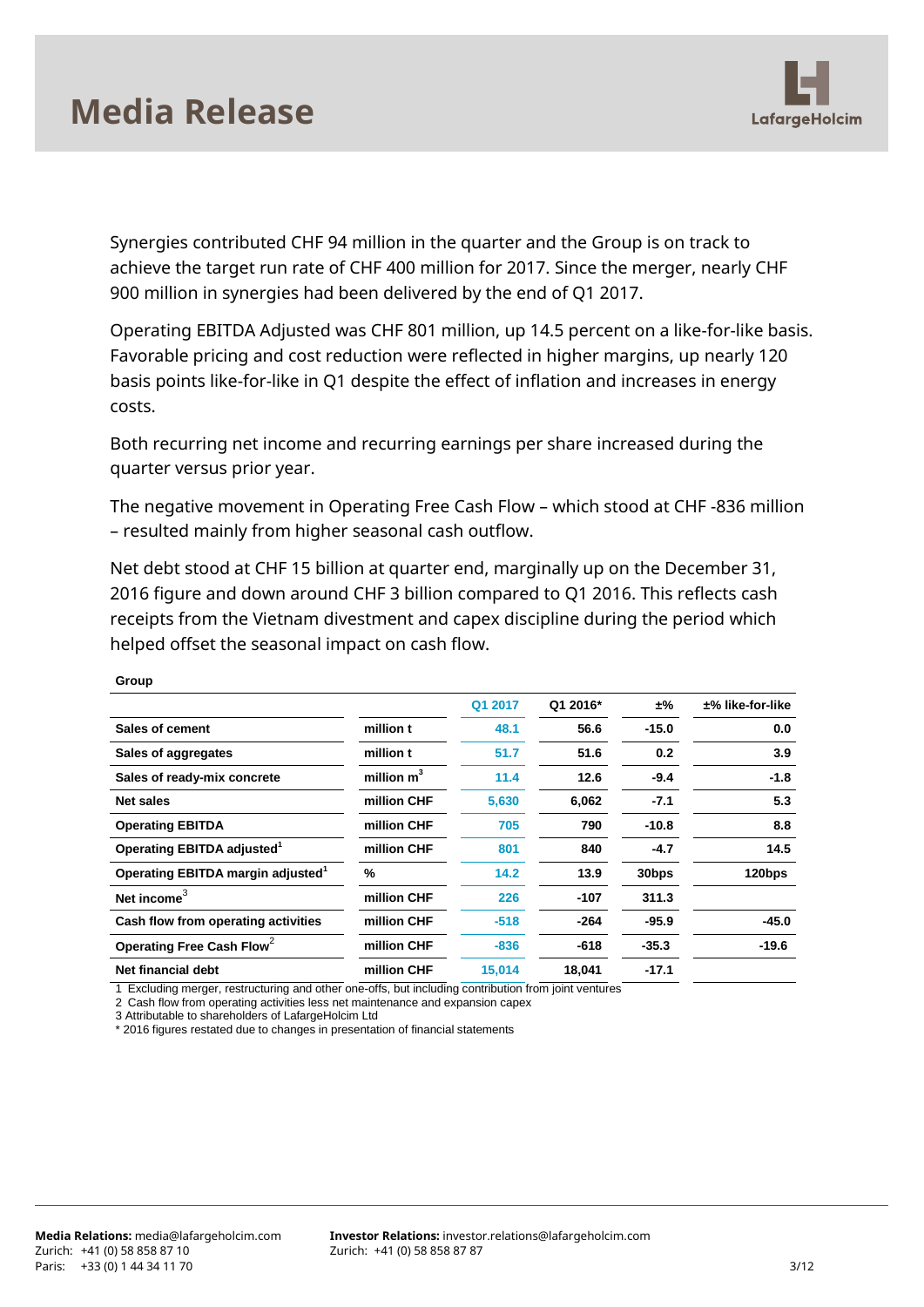Synergies contributed CHF 94 million in the quarter and the Group is on track to achieve the target run rate of CHF 400 million for 2017. Since the merger, nearly CHF 900 million in synergies had been delivered by the end of Q1 2017.

Operating EBITDA Adjusted was CHF 801 million, up 14.5 percent on a like-for-like basis. Favorable pricing and cost reduction were reflected in higher margins, up nearly 120 basis points like-for-like in Q1 despite the effect of inflation and increases in energy costs.

Both recurring net income and recurring earnings per share increased during the quarter versus prior year.

The negative movement in Operating Free Cash Flow – which stood at CHF -836 million – resulted mainly from higher seasonal cash outflow.

Net debt stood at CHF 15 billion at quarter end, marginally up on the December 31, 2016 figure and down around CHF 3 billion compared to Q1 2016. This reflects cash receipts from the Vietnam divestment and capex discipline during the period which helped offset the seasonal impact on cash flow.

**Group**

| | | Q1 2017 | Q1 2016* | ±% | ±% like-for-like |
|---|---|---|---|---|---|
| **Sales of cement** | million t | 48.1 | 56.6 | -15.0 | 0.0 |
| **Sales of aggregates** | million t | 51.7 | 51.6 | 0.2 | 3.9 |
| **Sales of ready-mix concrete** | million $m^3$ | 11.4 | 12.6 | -9.4 | -1.8 |
| **Net sales** | million CHF | 5,630 | 6,062 | -7.1 | 5.3 |
| **Operating EBITDA** | million CHF | 705 | 790 | -10.8 | 8.8 |
| **Operating EBITDA adjusted**[1] | million CHF | 801 | 840 | -4.7 | 14.5 |
| **Operating EBITDA margin adjusted**[1] | % | 14.2 | 13.9 | 30bps | 120bps |
| **Net income**[3] | million CHF | 226 | -107 | 311.3 | |
| **Cash flow from operating activities** | million CHF | -518 | -264 | -95.9 | -45.0 |
| **Operating Free Cash Flow**[2] | million CHF | -836 | -618 | -35.3 | -19.6 |
| **Net financial debt** | million CHF | 15,014 | 18,041 | -17.1 | |

1 Excluding merger, restructuring and other one-offs, but including contribution from joint ventures
2 Cash flow from operating activities less net maintenance and expansion capex
3 Attributable to shareholders of LafargeHolcim Ltd
* 2016 figures restated due to changes in presentation of financial statements

**Media Relations:** media@lafargeholcim.com
Zurich: +41 (0) 58 858 87 10
Paris: +33 (0) 1 44 34 11 70

**Investor Relations:** investor.relations@lafargeholcim.com
Zurich: +41 (0) 58 858 87 87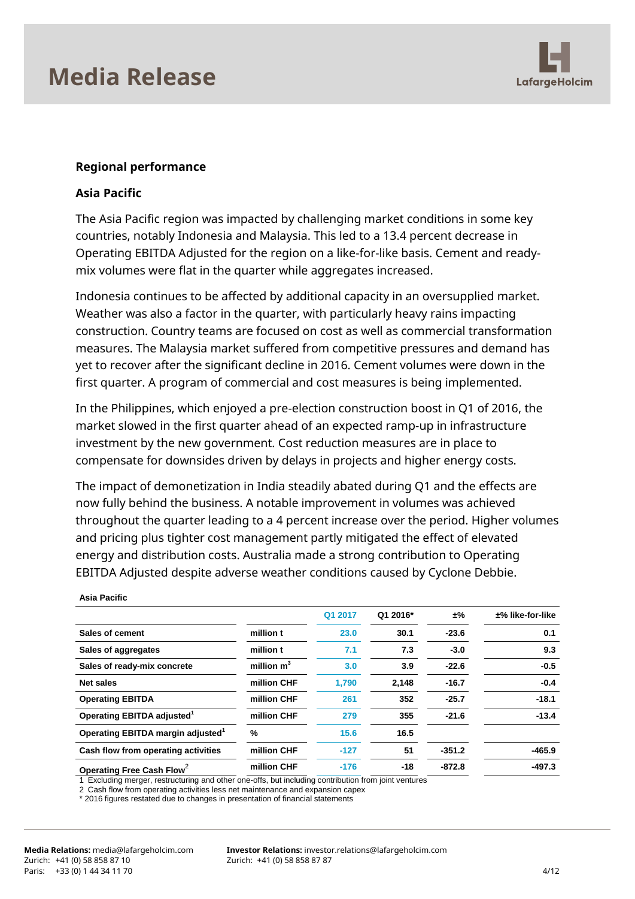## Regional performance

### Asia Pacific

The Asia Pacific region was impacted by challenging market conditions in some key countries, notably Indonesia and Malaysia. This led to a 13.4 percent decrease in Operating EBITDA Adjusted for the region on a like-for-like basis. Cement and ready-mix volumes were flat in the quarter while aggregates increased.

Indonesia continues to be affected by additional capacity in an oversupplied market. Weather was also a factor in the quarter, with particularly heavy rains impacting construction. Country teams are focused on cost as well as commercial transformation measures. The Malaysia market suffered from competitive pressures and demand has yet to recover after the significant decline in 2016. Cement volumes were down in the first quarter. A program of commercial and cost measures is being implemented.

In the Philippines, which enjoyed a pre-election construction boost in Q1 of 2016, the market slowed in the first quarter ahead of an expected ramp-up in infrastructure investment by the new government. Cost reduction measures are in place to compensate for downsides driven by delays in projects and higher energy costs.

The impact of demonetization in India steadily abated during Q1 and the effects are now fully behind the business. A notable improvement in volumes was achieved throughout the quarter leading to a 4 percent increase over the period. Higher volumes and pricing plus tighter cost management partly mitigated the effect of elevated energy and distribution costs. Australia made a strong contribution to Operating EBITDA Adjusted despite adverse weather conditions caused by Cyclone Debbie.

**Asia Pacific**

| | | Q1 2017 | Q1 2016* | ±% | ±% like-for-like |
|---|---|---|---|---|---|
| Sales of cement | million t | 23.0 | 30.1 | -23.6 | 0.1 |
| Sales of aggregates | million t | 7.1 | 7.3 | -3.0 | 9.3 |
| Sales of ready-mix concrete | million $m^3$ | 3.0 | 3.9 | -22.6 | -0.5 |
| Net sales | million CHF | 1,790 | 2,148 | -16.7 | -0.4 |
| Operating EBITDA | million CHF | 261 | 352 | -25.7 | -18.1 |
| Operating EBITDA adjusted[1] | million CHF | 279 | 355 | -21.6 | -13.4 |
| Operating EBITDA margin adjusted[1] | % | 15.6 | 16.5 | | |
| Cash flow from operating activities | million CHF | -127 | 51 | -351.2 | -465.9 |
| Operating Free Cash Flow[2] | million CHF | -176 | -18 | -872.8 | -497.3 |

1 Excluding merger, restructuring and other one-offs, but including contribution from joint ventures
2 Cash flow from operating activities less net maintenance and expansion capex
* 2016 figures restated due to changes in presentation of financial statements

**Media Relations:** media@lafargeholcim.com
Zurich: +41 (0) 58 858 87 10
Paris: +33 (0) 1 44 34 11 70

**Investor Relations:** investor.relations@lafargeholcim.com
Zurich: +41 (0) 58 858 87 87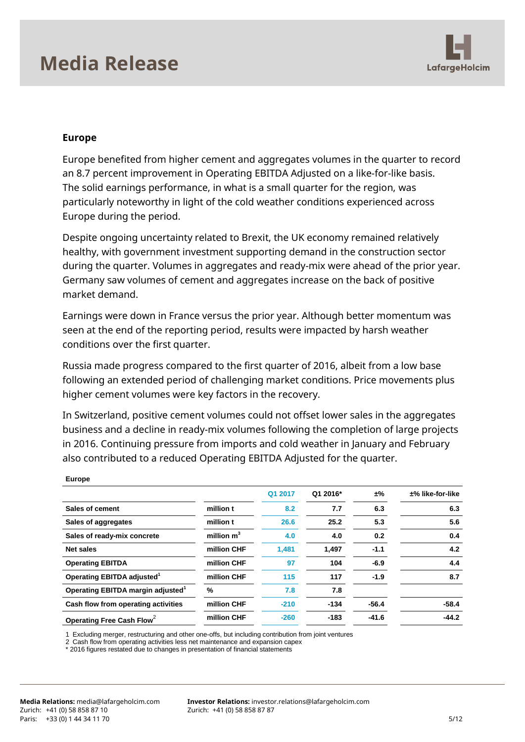## Europe

Europe benefited from higher cement and aggregates volumes in the quarter to record an 8.7 percent improvement in Operating EBITDA Adjusted on a like-for-like basis. The solid earnings performance, in what is a small quarter for the region, was particularly noteworthy in light of the cold weather conditions experienced across Europe during the period.

Despite ongoing uncertainty related to Brexit, the UK economy remained relatively healthy, with government investment supporting demand in the construction sector during the quarter. Volumes in aggregates and ready-mix were ahead of the prior year. Germany saw volumes of cement and aggregates increase on the back of positive market demand.

Earnings were down in France versus the prior year. Although better momentum was seen at the end of the reporting period, results were impacted by harsh weather conditions over the first quarter.

Russia made progress compared to the first quarter of 2016, albeit from a low base following an extended period of challenging market conditions. Price movements plus higher cement volumes were key factors in the recovery.

In Switzerland, positive cement volumes could not offset lower sales in the aggregates business and a decline in ready-mix volumes following the completion of large projects in 2016. Continuing pressure from imports and cold weather in January and February also contributed to a reduced Operating EBITDA Adjusted for the quarter.

**Europe**

| | | Q1 2017 | Q1 2016* | ±% | ±% like-for-like |
|---|---|---|---|---|---|
| Sales of cement | million t | 8.2 | 7.7 | 6.3 | 6.3 |
| Sales of aggregates | million t | 26.6 | 25.2 | 5.3 | 5.6 |
| Sales of ready-mix concrete | million $m^3$ | 4.0 | 4.0 | 0.2 | 0.4 |
| Net sales | million CHF | 1,481 | 1,497 | -1.1 | 4.2 |
| Operating EBITDA | million CHF | 97 | 104 | -6.9 | 4.4 |
| Operating EBITDA adjusted[1] | million CHF | 115 | 117 | -1.9 | 8.7 |
| Operating EBITDA margin adjusted[1] | % | 7.8 | 7.8 | | |
| Cash flow from operating activities | million CHF | -210 | -134 | -56.4 | -58.4 |
| Operating Free Cash Flow[2] | million CHF | -260 | -183 | -41.6 | -44.2 |

1 Excluding merger, restructuring and other one-offs, but including contribution from joint ventures
2 Cash flow from operating activities less net maintenance and expansion capex
* 2016 figures restated due to changes in presentation of financial statements

**Media Relations:** media@lafargeholcim.com
Zurich: +41 (0) 58 858 87 10
Paris: +33 (0) 1 44 34 11 70

**Investor Relations:** investor.relations@lafargeholcim.com
Zurich: +41 (0) 58 858 87 87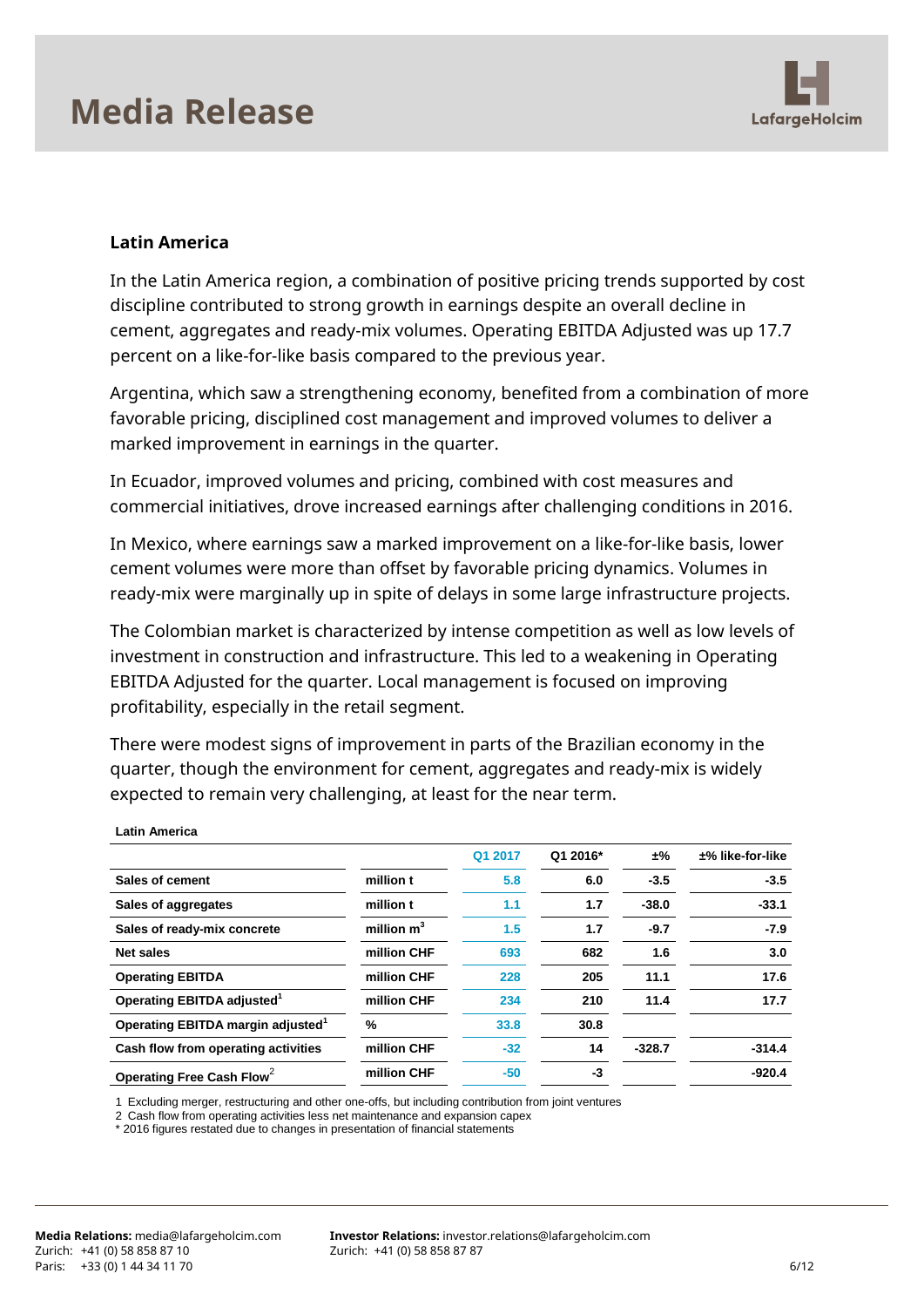## Latin America

In the Latin America region, a combination of positive pricing trends supported by cost discipline contributed to strong growth in earnings despite an overall decline in cement, aggregates and ready-mix volumes. Operating EBITDA Adjusted was up 17.7 percent on a like-for-like basis compared to the previous year.

Argentina, which saw a strengthening economy, benefited from a combination of more favorable pricing, disciplined cost management and improved volumes to deliver a marked improvement in earnings in the quarter.

In Ecuador, improved volumes and pricing, combined with cost measures and commercial initiatives, drove increased earnings after challenging conditions in 2016.

In Mexico, where earnings saw a marked improvement on a like-for-like basis, lower cement volumes were more than offset by favorable pricing dynamics. Volumes in ready-mix were marginally up in spite of delays in some large infrastructure projects.

The Colombian market is characterized by intense competition as well as low levels of investment in construction and infrastructure. This led to a weakening in Operating EBITDA Adjusted for the quarter. Local management is focused on improving profitability, especially in the retail segment.

There were modest signs of improvement in parts of the Brazilian economy in the quarter, though the environment for cement, aggregates and ready-mix is widely expected to remain very challenging, at least for the near term.

**Latin America**

| | | Q1 2017 | Q1 2016* | ±% | ±% like-for-like |
|---|---|---|---|---|---|
| Sales of cement | million t | 5.8 | 6.0 | -3.5 | -3.5 |
| Sales of aggregates | million t | 1.1 | 1.7 | -38.0 | -33.1 |
| Sales of ready-mix concrete | million $m^3$ | 1.5 | 1.7 | -9.7 | -7.9 |
| Net sales | million CHF | 693 | 682 | 1.6 | 3.0 |
| Operating EBITDA | million CHF | 228 | 205 | 11.1 | 17.6 |
| Operating EBITDA adjusted[1] | million CHF | 234 | 210 | 11.4 | 17.7 |
| Operating EBITDA margin adjusted[1] | % | 33.8 | 30.8 | | |
| Cash flow from operating activities | million CHF | -32 | 14 | -328.7 | -314.4 |
| Operating Free Cash Flow[2] | million CHF | -50 | -3 | | -920.4 |

1 Excluding merger, restructuring and other one-offs, but including contribution from joint ventures
2 Cash flow from operating activities less net maintenance and expansion capex
* 2016 figures restated due to changes in presentation of financial statements

**Media Relations:** media@lafargeholcim.com
Zurich: +41 (0) 58 858 87 10
Paris: +33 (0) 1 44 34 11 70

**Investor Relations:** investor.relations@lafargeholcim.com
Zurich: +41 (0) 58 858 87 87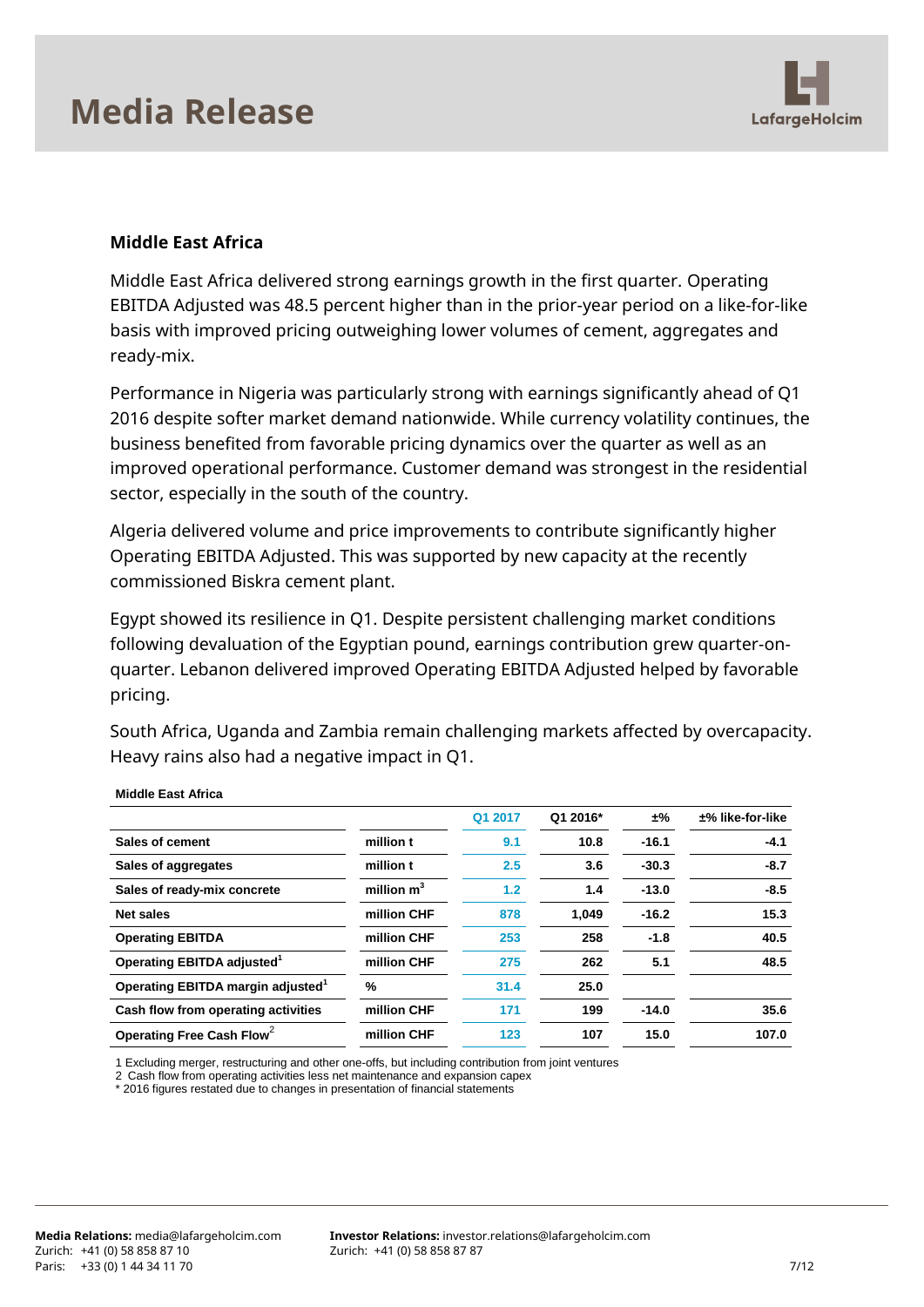## Middle East Africa

Middle East Africa delivered strong earnings growth in the first quarter. Operating EBITDA Adjusted was 48.5 percent higher than in the prior-year period on a like-for-like basis with improved pricing outweighing lower volumes of cement, aggregates and ready-mix.

Performance in Nigeria was particularly strong with earnings significantly ahead of Q1 2016 despite softer market demand nationwide. While currency volatility continues, the business benefited from favorable pricing dynamics over the quarter as well as an improved operational performance. Customer demand was strongest in the residential sector, especially in the south of the country.

Algeria delivered volume and price improvements to contribute significantly higher Operating EBITDA Adjusted. This was supported by new capacity at the recently commissioned Biskra cement plant.

Egypt showed its resilience in Q1. Despite persistent challenging market conditions following devaluation of the Egyptian pound, earnings contribution grew quarter-on-quarter. Lebanon delivered improved Operating EBITDA Adjusted helped by favorable pricing.

South Africa, Uganda and Zambia remain challenging markets affected by overcapacity. Heavy rains also had a negative impact in Q1.

**Middle East Africa**

| | | Q1 2017 | Q1 2016* | ±% | ±% like-for-like |
|---|---|---|---|---|---|
| Sales of cement | million t | 9.1 | 10.8 | -16.1 | -4.1 |
| Sales of aggregates | million t | 2.5 | 3.6 | -30.3 | -8.7 |
| Sales of ready-mix concrete | million $m^3$ | 1.2 | 1.4 | -13.0 | -8.5 |
| Net sales | million CHF | 878 | 1,049 | -16.2 | 15.3 |
| Operating EBITDA | million CHF | 253 | 258 | -1.8 | 40.5 |
| Operating EBITDA adjusted[1] | million CHF | 275 | 262 | 5.1 | 48.5 |
| Operating EBITDA margin adjusted[1] | % | 31.4 | 25.0 | | |
| Cash flow from operating activities | million CHF | 171 | 199 | -14.0 | 35.6 |
| Operating Free Cash Flow[2] | million CHF | 123 | 107 | 15.0 | 107.0 |

1 Excluding merger, restructuring and other one-offs, but including contribution from joint ventures
2 Cash flow from operating activities less net maintenance and expansion capex
* 2016 figures restated due to changes in presentation of financial statements

**Media Relations:** media@lafargeholcim.com
Zurich: +41 (0) 58 858 87 10
Paris: +33 (0) 1 44 34 11 70

**Investor Relations:** investor.relations@lafargeholcim.com
Zurich: +41 (0) 58 858 87 87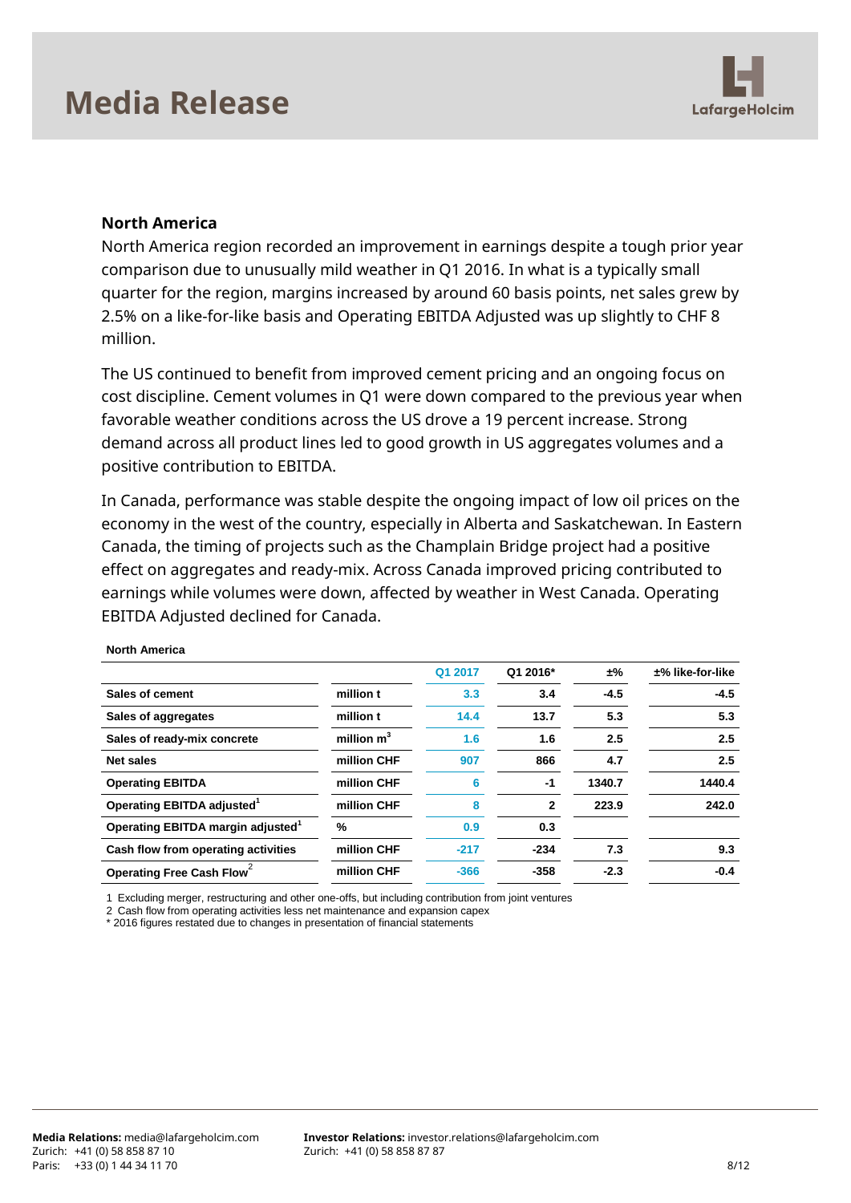## North America

North America region recorded an improvement in earnings despite a tough prior year comparison due to unusually mild weather in Q1 2016. In what is a typically small quarter for the region, margins increased by around 60 basis points, net sales grew by 2.5% on a like-for-like basis and Operating EBITDA Adjusted was up slightly to CHF 8 million.

The US continued to benefit from improved cement pricing and an ongoing focus on cost discipline. Cement volumes in Q1 were down compared to the previous year when favorable weather conditions across the US drove a 19 percent increase. Strong demand across all product lines led to good growth in US aggregates volumes and a positive contribution to EBITDA.

In Canada, performance was stable despite the ongoing impact of low oil prices on the economy in the west of the country, especially in Alberta and Saskatchewan. In Eastern Canada, the timing of projects such as the Champlain Bridge project had a positive effect on aggregates and ready-mix. Across Canada improved pricing contributed to earnings while volumes were down, affected by weather in West Canada. Operating EBITDA Adjusted declined for Canada.

**North America**

| | | Q1 2017 | Q1 2016* | ±% | ±% like-for-like |
|---|---|---|---|---|---|
| Sales of cement | million t | 3.3 | 3.4 | -4.5 | -4.5 |
| Sales of aggregates | million t | 14.4 | 13.7 | 5.3 | 5.3 |
| Sales of ready-mix concrete | million $m^3$ | 1.6 | 1.6 | 2.5 | 2.5 |
| Net sales | million CHF | 907 | 866 | 4.7 | 2.5 |
| Operating EBITDA | million CHF | 6 | -1 | 1340.7 | 1440.4 |
| Operating EBITDA adjusted[1] | million CHF | 8 | 2 | 223.9 | 242.0 |
| Operating EBITDA margin adjusted[1] | % | 0.9 | 0.3 | | |
| Cash flow from operating activities | million CHF | -217 | -234 | 7.3 | 9.3 |
| Operating Free Cash Flow[2] | million CHF | -366 | -358 | -2.3 | -0.4 |

1 Excluding merger, restructuring and other one-offs, but including contribution from joint ventures
2 Cash flow from operating activities less net maintenance and expansion capex
* 2016 figures restated due to changes in presentation of financial statements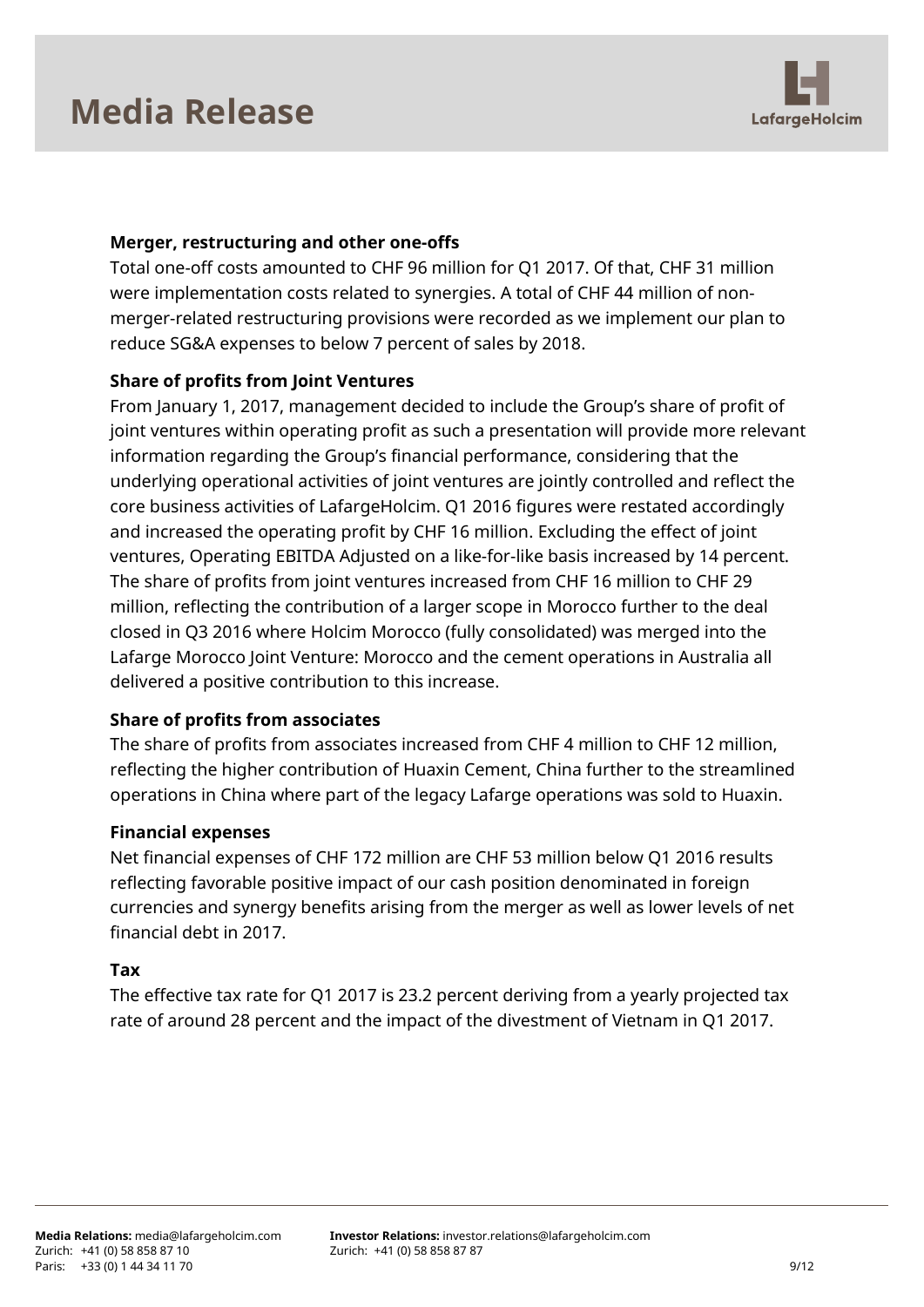**Merger, restructuring and other one-offs**

Total one-off costs amounted to CHF 96 million for Q1 2017. Of that, CHF 31 million were implementation costs related to synergies. A total of CHF 44 million of non-merger-related restructuring provisions were recorded as we implement our plan to reduce SG&A expenses to below 7 percent of sales by 2018.

**Share of profits from Joint Ventures**

From January 1, 2017, management decided to include the Group's share of profit of joint ventures within operating profit as such a presentation will provide more relevant information regarding the Group's financial performance, considering that the underlying operational activities of joint ventures are jointly controlled and reflect the core business activities of LafargeHolcim. Q1 2016 figures were restated accordingly and increased the operating profit by CHF 16 million. Excluding the effect of joint ventures, Operating EBITDA Adjusted on a like-for-like basis increased by 14 percent. The share of profits from joint ventures increased from CHF 16 million to CHF 29 million, reflecting the contribution of a larger scope in Morocco further to the deal closed in Q3 2016 where Holcim Morocco (fully consolidated) was merged into the Lafarge Morocco Joint Venture: Morocco and the cement operations in Australia all delivered a positive contribution to this increase.

**Share of profits from associates**

The share of profits from associates increased from CHF 4 million to CHF 12 million, reflecting the higher contribution of Huaxin Cement, China further to the streamlined operations in China where part of the legacy Lafarge operations was sold to Huaxin.

**Financial expenses**

Net financial expenses of CHF 172 million are CHF 53 million below Q1 2016 results reflecting favorable positive impact of our cash position denominated in foreign currencies and synergy benefits arising from the merger as well as lower levels of net financial debt in 2017.

**Tax**

The effective tax rate for Q1 2017 is 23.2 percent deriving from a yearly projected tax rate of around 28 percent and the impact of the divestment of Vietnam in Q1 2017.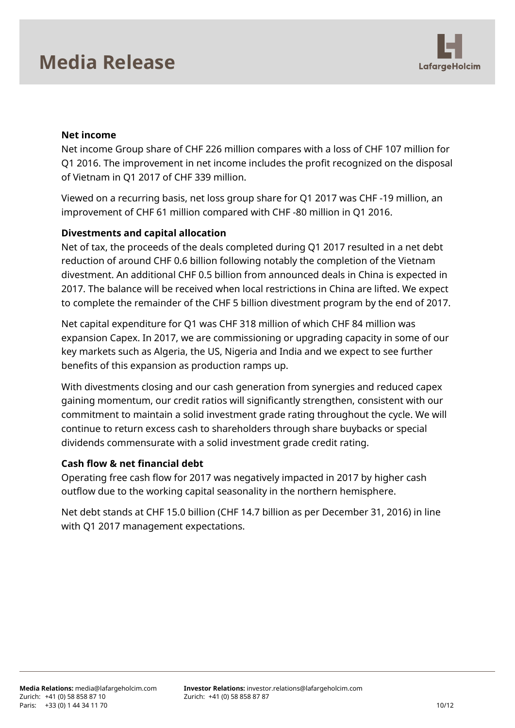**Net income**

Net income Group share of CHF 226 million compares with a loss of CHF 107 million for Q1 2016. The improvement in net income includes the profit recognized on the disposal of Vietnam in Q1 2017 of CHF 339 million.

Viewed on a recurring basis, net loss group share for Q1 2017 was CHF -19 million, an improvement of CHF 61 million compared with CHF -80 million in Q1 2016.

**Divestments and capital allocation**

Net of tax, the proceeds of the deals completed during Q1 2017 resulted in a net debt reduction of around CHF 0.6 billion following notably the completion of the Vietnam divestment. An additional CHF 0.5 billion from announced deals in China is expected in 2017. The balance will be received when local restrictions in China are lifted. We expect to complete the remainder of the CHF 5 billion divestment program by the end of 2017.

Net capital expenditure for Q1 was CHF 318 million of which CHF 84 million was expansion Capex. In 2017, we are commissioning or upgrading capacity in some of our key markets such as Algeria, the US, Nigeria and India and we expect to see further benefits of this expansion as production ramps up.

With divestments closing and our cash generation from synergies and reduced capex gaining momentum, our credit ratios will significantly strengthen, consistent with our commitment to maintain a solid investment grade rating throughout the cycle. We will continue to return excess cash to shareholders through share buybacks or special dividends commensurate with a solid investment grade credit rating.

**Cash flow & net financial debt**

Operating free cash flow for 2017 was negatively impacted in 2017 by higher cash outflow due to the working capital seasonality in the northern hemisphere.

Net debt stands at CHF 15.0 billion (CHF 14.7 billion as per December 31, 2016) in line with Q1 2017 management expectations.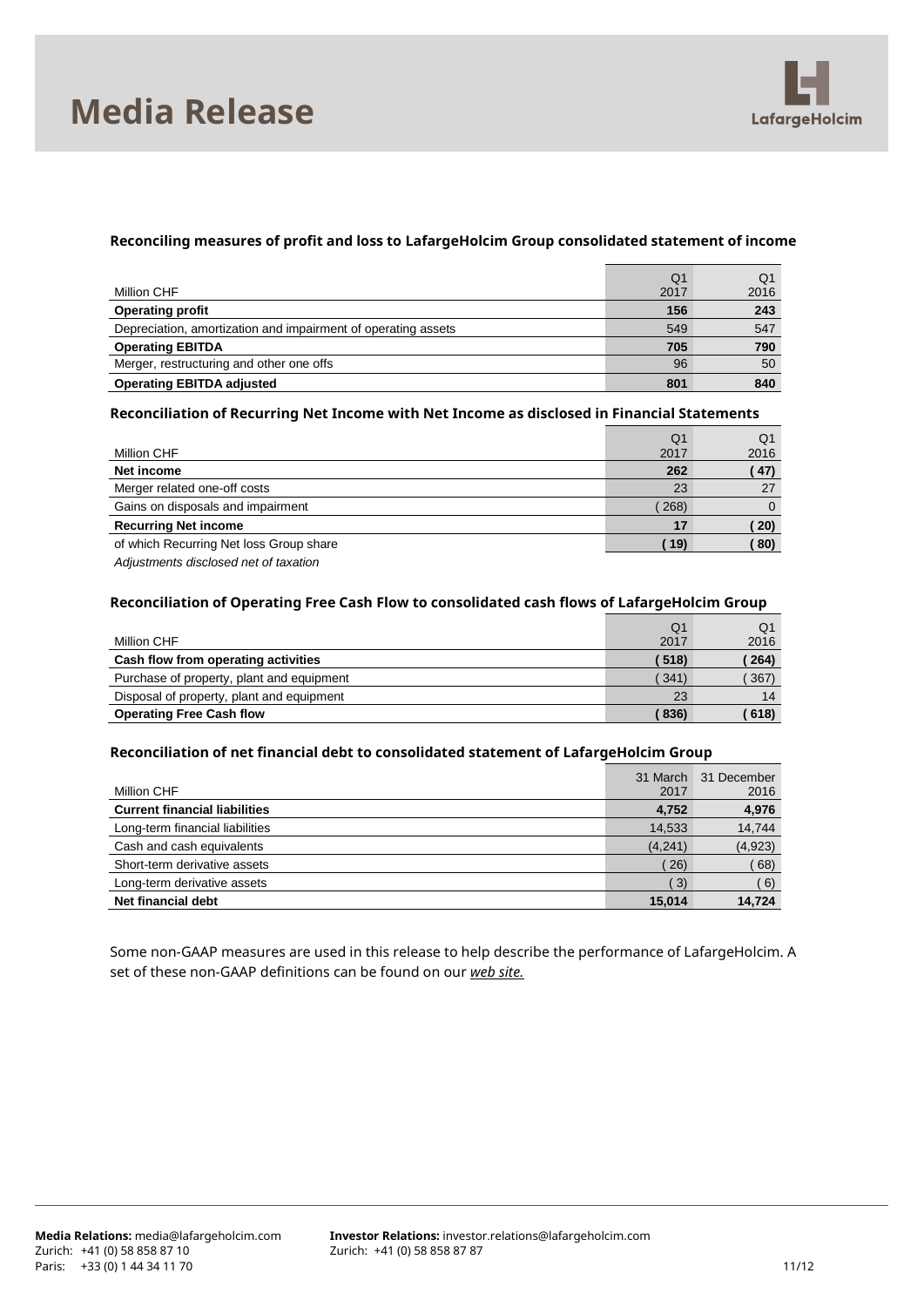### Reconciling measures of profit and loss to LafargeHolcim Group consolidated statement of income

| Million CHF | Q1 2017 | Q1 2016 |
|---|---|---|
| **Operating profit** | **156** | **243** |
| Depreciation, amortization and impairment of operating assets | 549 | 547 |
| **Operating EBITDA** | **705** | **790** |
| Merger, restructuring and other one offs | 96 | 50 |
| **Operating EBITDA adjusted** | **801** | **840** |

### Reconciliation of Recurring Net Income with Net Income as disclosed in Financial Statements

| Million CHF | Q1 2017 | Q1 2016 |
|---|---|---|
| **Net income** | **262** | **( 47)** |
| Merger related one-off costs | 23 | 27 |
| Gains on disposals and impairment | ( 268) | 0 |
| **Recurring Net income** | **17** | **( 20)** |
| of which Recurring Net loss Group share | **( 19)** | **( 80)** |

*Adjustments disclosed net of taxation*

### Reconciliation of Operating Free Cash Flow to consolidated cash flows of LafargeHolcim Group

| Million CHF | Q1 2017 | Q1 2016 |
|---|---|---|
| **Cash flow from operating activities** | **( 518)** | **( 264)** |
| Purchase of property, plant and equipment | ( 341) | ( 367) |
| Disposal of property, plant and equipment | 23 | 14 |
| **Operating Free Cash flow** | **( 836)** | **( 618)** |

### Reconciliation of net financial debt to consolidated statement of LafargeHolcim Group

| Million CHF | 31 March 2017 | 31 December 2016 |
|---|---|---|
| **Current financial liabilities** | **4,752** | **4,976** |
| Long-term financial liabilities | 14,533 | 14,744 |
| Cash and cash equivalents | (4,241) | (4,923) |
| Short-term derivative assets | ( 26) | ( 68) |
| Long-term derivative assets | ( 3) | ( 6) |
| **Net financial debt** | **15,014** | **14,724** |

Some non-GAAP measures are used in this release to help describe the performance of LafargeHolcim. A set of these non-GAAP definitions can be found on our *web site.*

**Media Relations:** media@lafargeholcim.com
Zurich: +41 (0) 58 858 87 10
Paris: +33 (0) 1 44 34 11 70

**Investor Relations:** investor.relations@lafargeholcim.com
Zurich: +41 (0) 58 858 87 87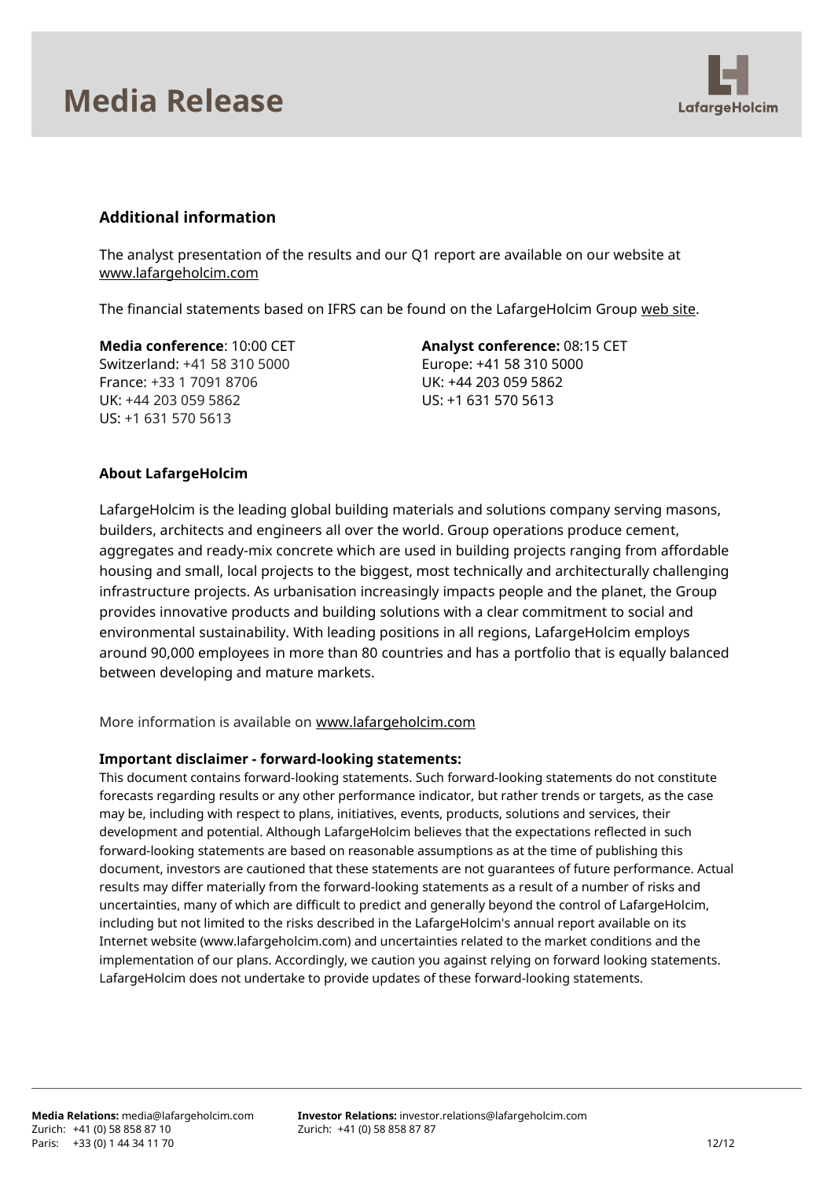## Additional information

The analyst presentation of the results and our Q1 report are available on our website at www.lafargeholcim.com

The financial statements based on IFRS can be found on the LafargeHolcim Group web site.

**Media conference**: 10:00 CET
Switzerland: +41 58 310 5000
France: +33 1 7091 8706
UK: +44 203 059 5862
US: +1 631 570 5613

**Analyst conference:** 08:15 CET
Europe: +41 58 310 5000
UK: +44 203 059 5862
US: +1 631 570 5613

### About LafargeHolcim

LafargeHolcim is the leading global building materials and solutions company serving masons, builders, architects and engineers all over the world. Group operations produce cement, aggregates and ready-mix concrete which are used in building projects ranging from affordable housing and small, local projects to the biggest, most technically and architecturally challenging infrastructure projects. As urbanisation increasingly impacts people and the planet, the Group provides innovative products and building solutions with a clear commitment to social and environmental sustainability. With leading positions in all regions, LafargeHolcim employs around 90,000 employees in more than 80 countries and has a portfolio that is equally balanced between developing and mature markets.

More information is available on www.lafargeholcim.com

**Important disclaimer - forward-looking statements:**
This document contains forward-looking statements. Such forward-looking statements do not constitute forecasts regarding results or any other performance indicator, but rather trends or targets, as the case may be, including with respect to plans, initiatives, events, products, solutions and services, their development and potential. Although LafargeHolcim believes that the expectations reflected in such forward-looking statements are based on reasonable assumptions as at the time of publishing this document, investors are cautioned that these statements are not guarantees of future performance. Actual results may differ materially from the forward-looking statements as a result of a number of risks and uncertainties, many of which are difficult to predict and generally beyond the control of LafargeHolcim, including but not limited to the risks described in the LafargeHolcim's annual report available on its Internet website (www.lafargeholcim.com) and uncertainties related to the market conditions and the implementation of our plans. Accordingly, we caution you against relying on forward looking statements. LafargeHolcim does not undertake to provide updates of these forward-looking statements.